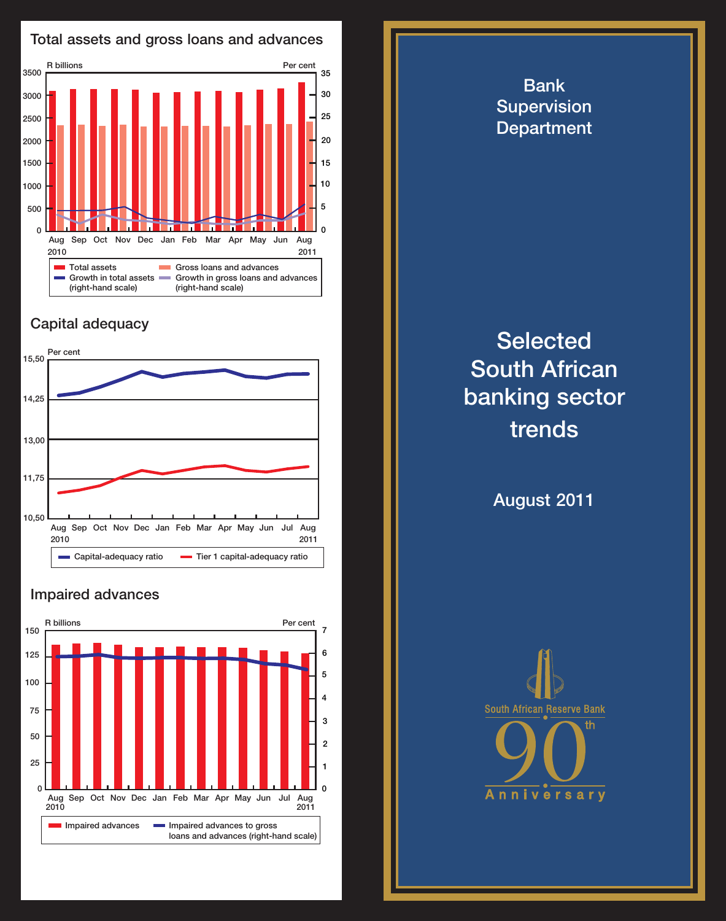## Total assets and gross loans and advances

R billions | Per cent

Aug 2010, Sep, Oct, Nov, Dec, Jan, Feb, Mar, Apr, May, Jun, Aug 2011

- Total assets
- Gross loans and advances
- Growth in total assets (right-hand scale)
- Growth in gross loans and advances (right-hand scale)

## Capital adequacy

Per cent

Aug 2010, Sep, Oct, Nov, Dec, Jan, Feb, Mar, Apr, May, Jun, Jul, Aug 2011

- Capital-adequacy ratio
- Tier 1 capital-adequacy ratio

## Impaired advances

R billions | Per cent

Aug 2010, Sep, Oct, Nov, Dec, Jan, Feb, Mar, Apr, May, Jun, Jul, Aug 2011

- Impaired advances
- Impaired advances to gross loans and advances (right-hand scale)

Bank Supervision Department

# Selected South African banking sector trends

August 2011

South African Reserve Bank

90th Anniversary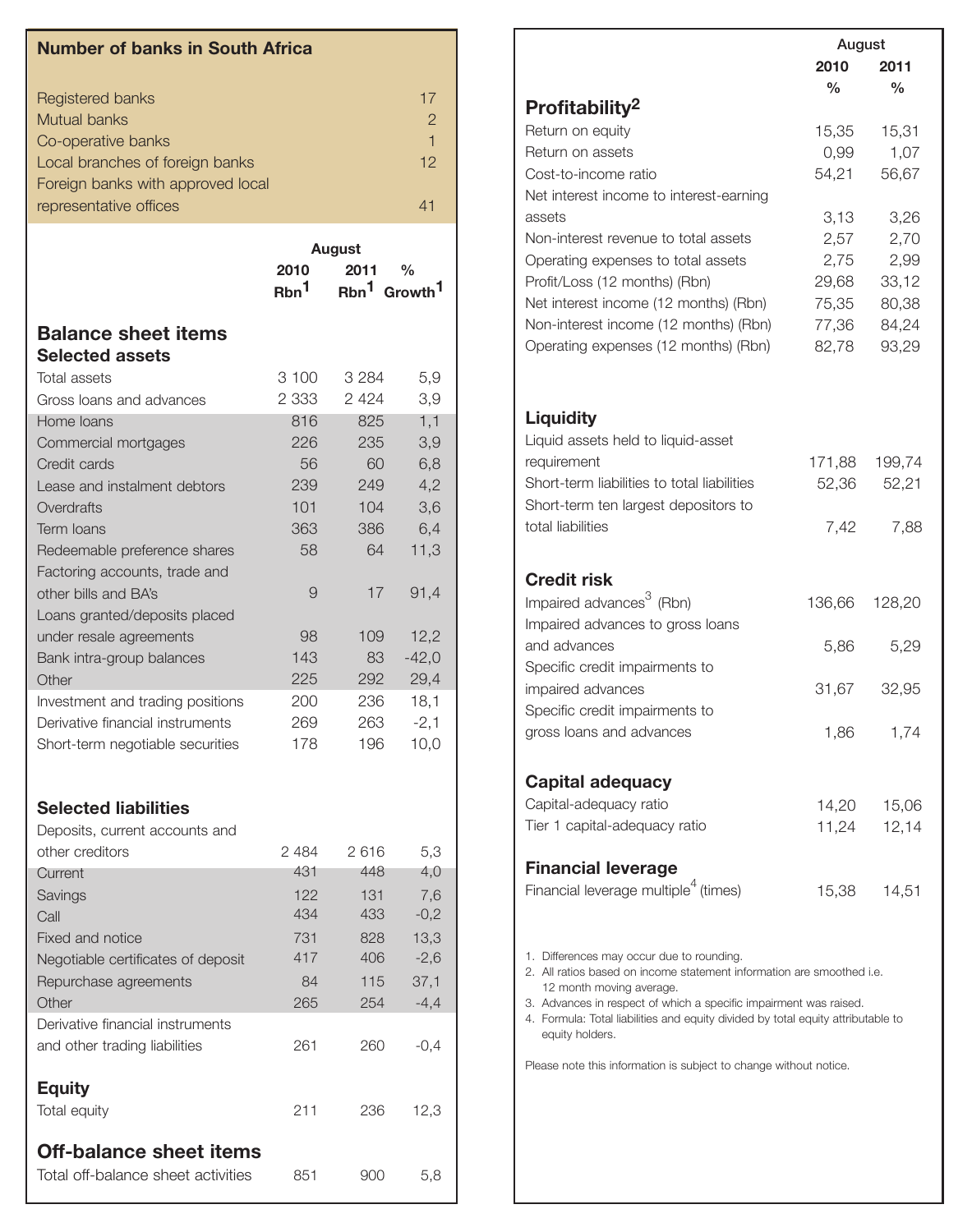## Number of banks in South Africa

| | |
|---|---|
| Registered banks | 17 |
| Mutual banks | 2 |
| Co-operative banks | 1 |
| Local branches of foreign banks | 12 |
| Foreign banks with approved local representative offices | 41 |

| | August 2010 Rbn[1] | August 2011 Rbn[1] | % Growth[1] |
|---|---|---|---|
| **Balance sheet items** | | | |
| **Selected assets** | | | |
| Total assets | 3 100 | 3 284 | 5,9 |
| Gross loans and advances | 2 333 | 2 424 | 3,9 |
| Home loans | 816 | 825 | 1,1 |
| Commercial mortgages | 226 | 235 | 3,9 |
| Credit cards | 56 | 60 | 6,8 |
| Lease and instalment debtors | 239 | 249 | 4,2 |
| Overdrafts | 101 | 104 | 3,6 |
| Term loans | 363 | 386 | 6,4 |
| Redeemable preference shares | 58 | 64 | 11,3 |
| Factoring accounts, trade and other bills and BA's | 9 | 17 | 91,4 |
| Loans granted/deposits placed under resale agreements | 98 | 109 | 12,2 |
| Bank intra-group balances | 143 | 83 | -42,0 |
| Other | 225 | 292 | 29,4 |
| Investment and trading positions | 200 | 236 | 18,1 |
| Derivative financial instruments | 269 | 263 | -2,1 |
| Short-term negotiable securities | 178 | 196 | 10,0 |
| **Selected liabilities** | | | |
| Deposits, current accounts and other creditors | 2 484 | 2 616 | 5,3 |
| Current | 431 | 448 | 4,0 |
| Savings | 122 | 131 | 7,6 |
| Call | 434 | 433 | -0,2 |
| Fixed and notice | 731 | 828 | 13,3 |
| Negotiable certificates of deposit | 417 | 406 | -2,6 |
| Repurchase agreements | 84 | 115 | 37,1 |
| Other | 265 | 254 | -4,4 |
| Derivative financial instruments and other trading liabilities | 261 | 260 | -0,4 |
| **Equity** | | | |
| Total equity | 211 | 236 | 12,3 |
| **Off-balance sheet items** | | | |
| Total off-balance sheet activities | 851 | 900 | 5,8 |

| | August 2010 % | August 2011 % |
|---|---|---|
| **Profitability[2]** | | |
| Return on equity | 15,35 | 15,31 |
| Return on assets | 0,99 | 1,07 |
| Cost-to-income ratio | 54,21 | 56,67 |
| Net interest income to interest-earning assets | 3,13 | 3,26 |
| Non-interest revenue to total assets | 2,57 | 2,70 |
| Operating expenses to total assets | 2,75 | 2,99 |
| Profit/Loss (12 months) (Rbn) | 29,68 | 33,12 |
| Net interest income (12 months) (Rbn) | 75,35 | 80,38 |
| Non-interest income (12 months) (Rbn) | 77,36 | 84,24 |
| Operating expenses (12 months) (Rbn) | 82,78 | 93,29 |
| **Liquidity** | | |
| Liquid assets held to liquid-asset requirement | 171,88 | 199,74 |
| Short-term liabilities to total liabilities | 52,36 | 52,21 |
| Short-term ten largest depositors to total liabilities | 7,42 | 7,88 |
| **Credit risk** | | |
| Impaired advances[3] (Rbn) | 136,66 | 128,20 |
| Impaired advances to gross loans and advances | 5,86 | 5,29 |
| Specific credit impairments to impaired advances | 31,67 | 32,95 |
| Specific credit impairments to gross loans and advances | 1,86 | 1,74 |
| **Capital adequacy** | | |
| Capital-adequacy ratio | 14,20 | 15,06 |
| Tier 1 capital-adequacy ratio | 11,24 | 12,14 |
| **Financial leverage** | | |
| Financial leverage multiple[4] (times) | 15,38 | 14,51 |

1. Differences may occur due to rounding.
2. All ratios based on income statement information are smoothed i.e. 12 month moving average.
3. Advances in respect of which a specific impairment was raised.
4. Formula: Total liabilities and equity divided by total equity attributable to equity holders.

Please note this information is subject to change without notice.